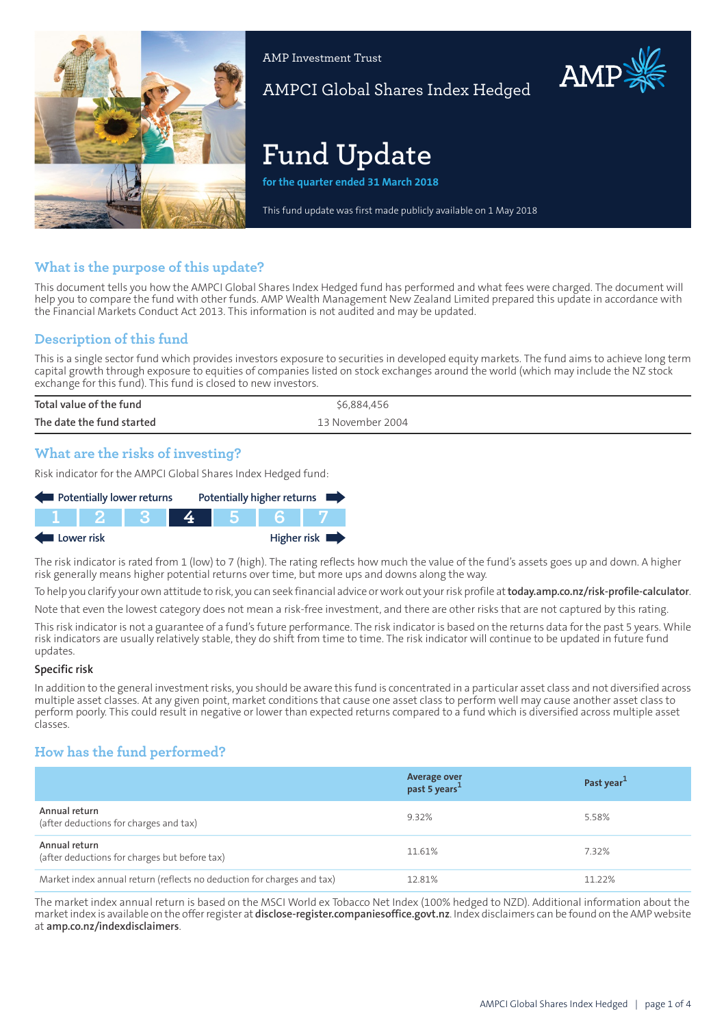AMP Investment Trust

AMPCI Global Shares Index Hedged

# Fund Update

**for the quarter ended 31 March 2018**

This fund update was first made publicly available on 1 May 2018

## What is the purpose of this update?

This document tells you how the AMPCI Global Shares Index Hedged fund has performed and what fees were charged. The document will help you to compare the fund with other funds. AMP Wealth Management New Zealand Limited prepared this update in accordance with the Financial Markets Conduct Act 2013. This information is not audited and may be updated.

## Description of this fund

This is a single sector fund which provides investors exposure to securities in developed equity markets. The fund aims to achieve long term capital growth through exposure to equities of companies listed on stock exchanges around the world (which may include the NZ stock exchange for this fund). This fund is closed to new investors.

| | |
|---|---|
| Total value of the fund | $6,884,456 |
| The date the fund started | 13 November 2004 |

## What are the risks of investing?

Risk indicator for the AMPCI Global Shares Index Hedged fund:

Potentially lower returns ← → Potentially higher returns

| 1 | 2 | 3 | **4** | 5 | 6 | 7 |
|---|---|---|---|---|---|---|

Lower risk ← → Higher risk

The risk indicator is rated from 1 (low) to 7 (high). The rating reflects how much the value of the fund's assets goes up and down. A higher risk generally means higher potential returns over time, but more ups and downs along the way.

To help you clarify your own attitude to risk, you can seek financial advice or work out your risk profile at **today.amp.co.nz/risk-profile-calculator**.

Note that even the lowest category does not mean a risk-free investment, and there are other risks that are not captured by this rating.

This risk indicator is not a guarantee of a fund's future performance. The risk indicator is based on the returns data for the past 5 years. While risk indicators are usually relatively stable, they do shift from time to time. The risk indicator will continue to be updated in future fund updates.

### Specific risk

In addition to the general investment risks, you should be aware this fund is concentrated in a particular asset class and not diversified across multiple asset classes. At any given point, market conditions that cause one asset class to perform well may cause another asset class to perform poorly. This could result in negative or lower than expected returns compared to a fund which is diversified across multiple asset classes.

## How has the fund performed?

| | Average over past 5 years[1] | Past year[1] |
|---|---|---|
| **Annual return** (after deductions for charges and tax) | 9.32% | 5.58% |
| **Annual return** (after deductions for charges but before tax) | 11.61% | 7.32% |
| Market index annual return (reflects no deduction for charges and tax) | 12.81% | 11.22% |

The market index annual return is based on the MSCI World ex Tobacco Net Index (100% hedged to NZD). Additional information about the market index is available on the offer register at **disclose-register.companiesoffice.govt.nz**. Index disclaimers can be found on the AMP website at **amp.co.nz/indexdisclaimers**.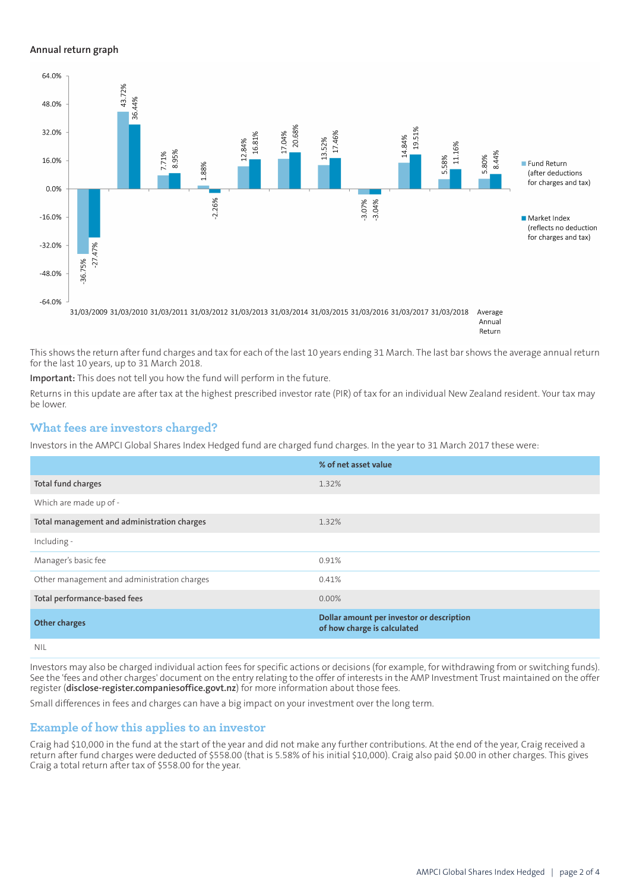### Annual return graph

| Year | Fund Return (after deductions for charges and tax) | Market Index (reflects no deduction for charges and tax) |
|---|---|---|
| 31/03/2009 | -36.75% | -27.47% |
| 31/03/2010 | 43.72% | 36.44% |
| 31/03/2011 | 7.71% | 8.95% |
| 31/03/2012 | 1.88% | -2.26% |
| 31/03/2013 | 12.84% | 16.81% |
| 31/03/2014 | 17.04% | 20.68% |
| 31/03/2015 | 13.52% | 17.46% |
| 31/03/2016 | -3.07% | -3.04% |
| 31/03/2017 | 14.84% | 19.51% |
| 31/03/2018 | 5.58% | 11.16% |
| Average Annual Return | 5.80% | 8.44% |

This shows the return after fund charges and tax for each of the last 10 years ending 31 March. The last bar shows the average annual return for the last 10 years, up to 31 March 2018.

**Important:** This does not tell you how the fund will perform in the future.

Returns in this update are after tax at the highest prescribed investor rate (PIR) of tax for an individual New Zealand resident. Your tax may be lower.

## What fees are investors charged?

Investors in the AMPCI Global Shares Index Hedged fund are charged fund charges. In the year to 31 March 2017 these were:

| | % of net asset value |
|---|---|
| **Total fund charges** | 1.32% |
| Which are made up of - | |
| **Total management and administration charges** | 1.32% |
| Including - | |
| Manager's basic fee | 0.91% |
| Other management and administration charges | 0.41% |
| **Total performance-based fees** | 0.00% |
| **Other charges** | **Dollar amount per investor or description of how charge is calculated** |
| NIL | |

Investors may also be charged individual action fees for specific actions or decisions (for example, for withdrawing from or switching funds). See the 'fees and other charges' document on the entry relating to the offer of interests in the AMP Investment Trust maintained on the offer register (**disclose-register.companiesoffice.govt.nz**) for more information about those fees.

Small differences in fees and charges can have a big impact on your investment over the long term.

## Example of how this applies to an investor

Craig had $10,000 in the fund at the start of the year and did not make any further contributions. At the end of the year, Craig received a return after fund charges were deducted of $558.00 (that is 5.58% of his initial $10,000). Craig also paid $0.00 in other charges. This gives Craig a total return after tax of $558.00 for the year.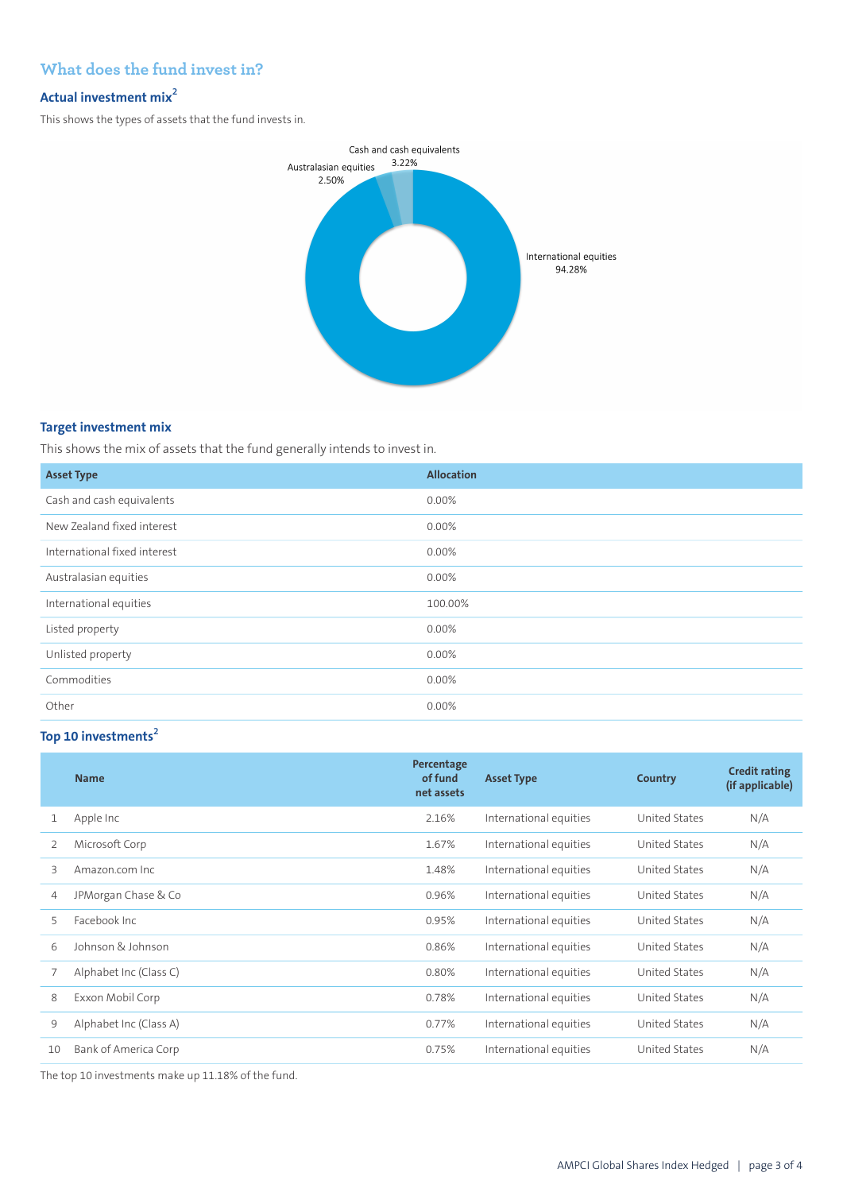## What does the fund invest in?

### Actual investment mix[2]

This shows the types of assets that the fund invests in.

Cash and cash equivalents 3.22%
Australasian equities 2.50%
International equities 94.28%

### Target investment mix

This shows the mix of assets that the fund generally intends to invest in.

| Asset Type | Allocation |
|---|---|
| Cash and cash equivalents | 0.00% |
| New Zealand fixed interest | 0.00% |
| International fixed interest | 0.00% |
| Australasian equities | 0.00% |
| International equities | 100.00% |
| Listed property | 0.00% |
| Unlisted property | 0.00% |
| Commodities | 0.00% |
| Other | 0.00% |

### Top 10 investments[2]

| | Name | Percentage of fund net assets | Asset Type | Country | Credit rating (if applicable) |
|---|---|---|---|---|---|
| 1 | Apple Inc | 2.16% | International equities | United States | N/A |
| 2 | Microsoft Corp | 1.67% | International equities | United States | N/A |
| 3 | Amazon.com Inc | 1.48% | International equities | United States | N/A |
| 4 | JPMorgan Chase & Co | 0.96% | International equities | United States | N/A |
| 5 | Facebook Inc | 0.95% | International equities | United States | N/A |
| 6 | Johnson & Johnson | 0.86% | International equities | United States | N/A |
| 7 | Alphabet Inc (Class C) | 0.80% | International equities | United States | N/A |
| 8 | Exxon Mobil Corp | 0.78% | International equities | United States | N/A |
| 9 | Alphabet Inc (Class A) | 0.77% | International equities | United States | N/A |
| 10 | Bank of America Corp | 0.75% | International equities | United States | N/A |

The top 10 investments make up 11.18% of the fund.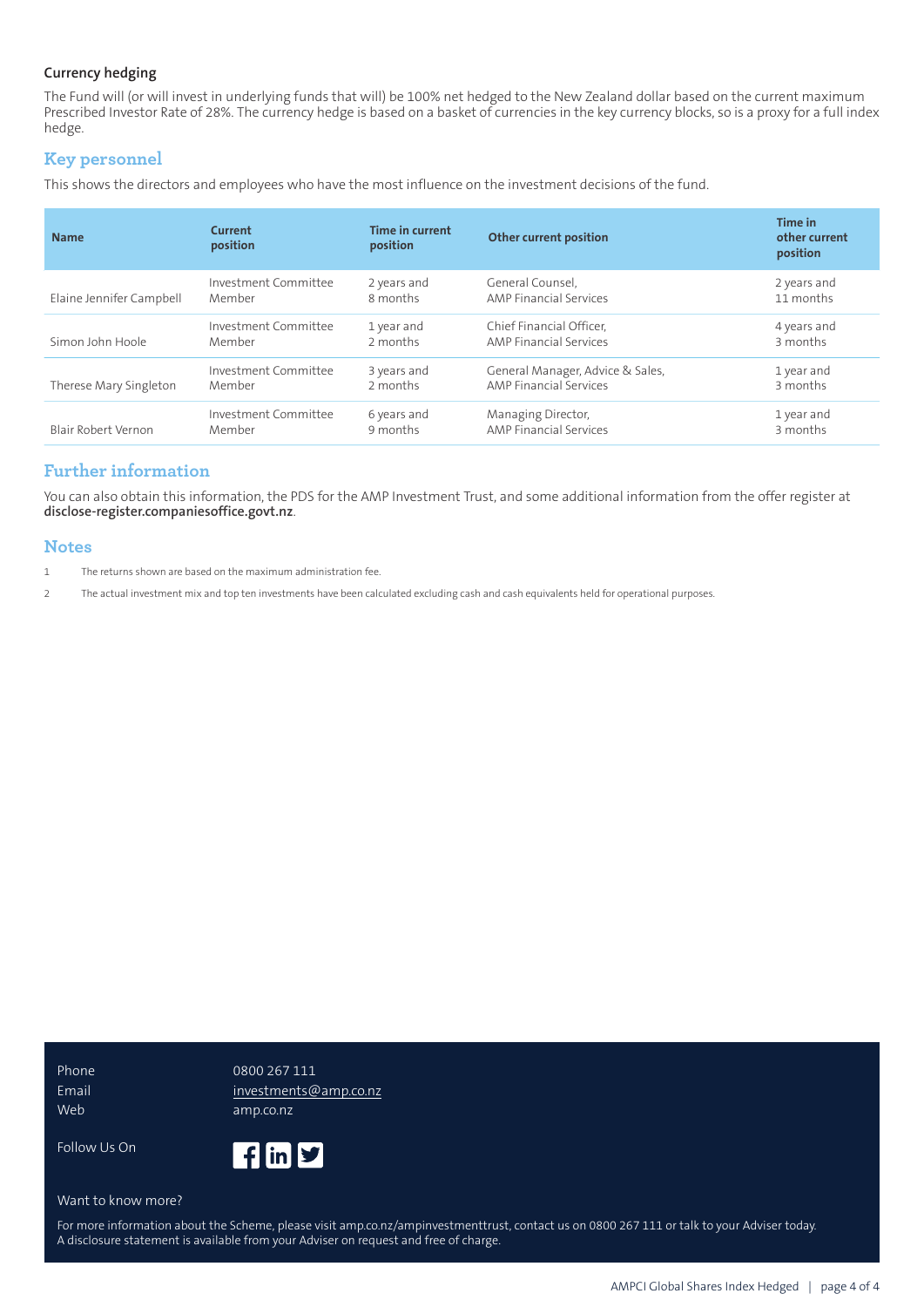### Currency hedging

The Fund will (or will invest in underlying funds that will) be 100% net hedged to the New Zealand dollar based on the current maximum Prescribed Investor Rate of 28%. The currency hedge is based on a basket of currencies in the key currency blocks, so is a proxy for a full index hedge.

## Key personnel

This shows the directors and employees who have the most influence on the investment decisions of the fund.

| Name | Current position | Time in current position | Other current position | Time in other current position |
|---|---|---|---|---|
| Elaine Jennifer Campbell | Investment Committee Member | 2 years and 8 months | General Counsel, AMP Financial Services | 2 years and 11 months |
| Simon John Hoole | Investment Committee Member | 1 year and 2 months | Chief Financial Officer, AMP Financial Services | 4 years and 3 months |
| Therese Mary Singleton | Investment Committee Member | 3 years and 2 months | General Manager, Advice & Sales, AMP Financial Services | 1 year and 3 months |
| Blair Robert Vernon | Investment Committee Member | 6 years and 9 months | Managing Director, AMP Financial Services | 1 year and 3 months |

## Further information

You can also obtain this information, the PDS for the AMP Investment Trust, and some additional information from the offer register at **disclose-register.companiesoffice.govt.nz**.

## Notes

1 The returns shown are based on the maximum administration fee.

2 The actual investment mix and top ten investments have been calculated excluding cash and cash equivalents held for operational purposes.

Phone 0800 267 111
Email investments@amp.co.nz
Web amp.co.nz

Follow Us On

Want to know more?

For more information about the Scheme, please visit amp.co.nz/ampinvestmenttrust, contact us on 0800 267 111 or talk to your Adviser today. A disclosure statement is available from your Adviser on request and free of charge.